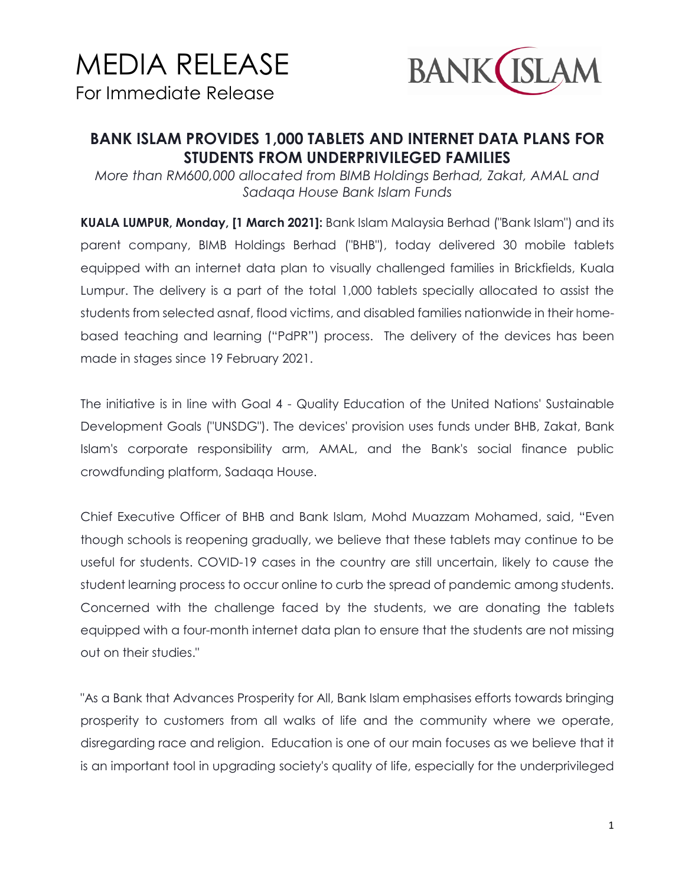# MEDIA RELEASE

For Immediate Release

BANK ISLAM

## BANK ISLAM PROVIDES 1,000 TABLETS AND INTERNET DATA PLANS FOR STUDENTS FROM UNDERPRIVILEGED FAMILIES

*More than RM600,000 allocated from BIMB Holdings Berhad, Zakat, AMAL and Sadaqa House Bank Islam Funds*

**KUALA LUMPUR, Monday, [1 March 2021]:** Bank Islam Malaysia Berhad ("Bank Islam") and its parent company, BIMB Holdings Berhad ("BHB"), today delivered 30 mobile tablets equipped with an internet data plan to visually challenged families in Brickfields, Kuala Lumpur. The delivery is a part of the total 1,000 tablets specially allocated to assist the students from selected asnaf, flood victims, and disabled families nationwide in their home-based teaching and learning ("PdPR") process. The delivery of the devices has been made in stages since 19 February 2021.

The initiative is in line with Goal 4 - Quality Education of the United Nations' Sustainable Development Goals ("UNSDG"). The devices' provision uses funds under BHB, Zakat, Bank Islam's corporate responsibility arm, AMAL, and the Bank's social finance public crowdfunding platform, Sadaqa House.

Chief Executive Officer of BHB and Bank Islam, Mohd Muazzam Mohamed, said, "Even though schools is reopening gradually, we believe that these tablets may continue to be useful for students. COVID-19 cases in the country are still uncertain, likely to cause the student learning process to occur online to curb the spread of pandemic among students. Concerned with the challenge faced by the students, we are donating the tablets equipped with a four-month internet data plan to ensure that the students are not missing out on their studies."

"As a Bank that Advances Prosperity for All, Bank Islam emphasises efforts towards bringing prosperity to customers from all walks of life and the community where we operate, disregarding race and religion. Education is one of our main focuses as we believe that it is an important tool in upgrading society's quality of life, especially for the underprivileged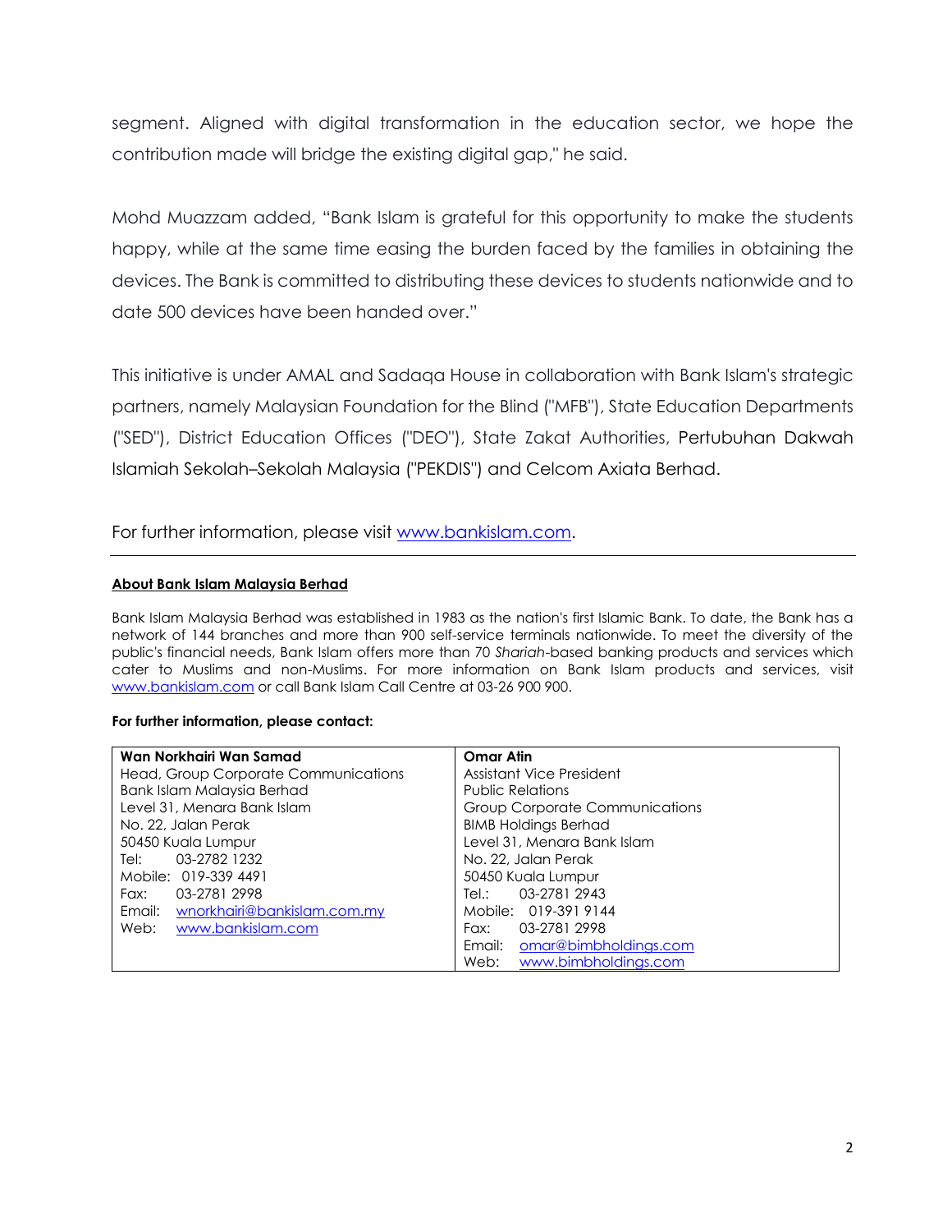segment. Aligned with digital transformation in the education sector, we hope the contribution made will bridge the existing digital gap," he said.

Mohd Muazzam added, "Bank Islam is grateful for this opportunity to make the students happy, while at the same time easing the burden faced by the families in obtaining the devices. The Bank is committed to distributing these devices to students nationwide and to date 500 devices have been handed over."

This initiative is under AMAL and Sadaqa House in collaboration with Bank Islam's strategic partners, namely Malaysian Foundation for the Blind ("MFB"), State Education Departments ("SED"), District Education Offices ("DEO"), State Zakat Authorities, Pertubuhan Dakwah Islamiah Sekolah–Sekolah Malaysia ("PEKDIS") and Celcom Axiata Berhad.

For further information, please visit www.bankislam.com.

---

**About Bank Islam Malaysia Berhad**

Bank Islam Malaysia Berhad was established in 1983 as the nation's first Islamic Bank. To date, the Bank has a network of 144 branches and more than 900 self-service terminals nationwide. To meet the diversity of the public's financial needs, Bank Islam offers more than 70 *Shariah*-based banking products and services which cater to Muslims and non-Muslims. For more information on Bank Islam products and services, visit www.bankislam.com or call Bank Islam Call Centre at 03-26 900 900.

**For further information, please contact:**

| | |
|---|---|
| **Wan Norkhairi Wan Samad**<br>Head, Group Corporate Communications<br>Bank Islam Malaysia Berhad<br>Level 31, Menara Bank Islam<br>No. 22, Jalan Perak<br>50450 Kuala Lumpur<br>Tel: 03-2782 1232<br>Mobile: 019-339 4491<br>Fax: 03-2781 2998<br>Email: wnorkhairi@bankislam.com.my<br>Web: www.bankislam.com | **Omar Atin**<br>Assistant Vice President<br>Public Relations<br>Group Corporate Communications<br>BIMB Holdings Berhad<br>Level 31, Menara Bank Islam<br>No. 22, Jalan Perak<br>50450 Kuala Lumpur<br>Tel.: 03-2781 2943<br>Mobile: 019-391 9144<br>Fax: 03-2781 2998<br>Email: omar@bimbholdings.com<br>Web: www.bimbholdings.com |